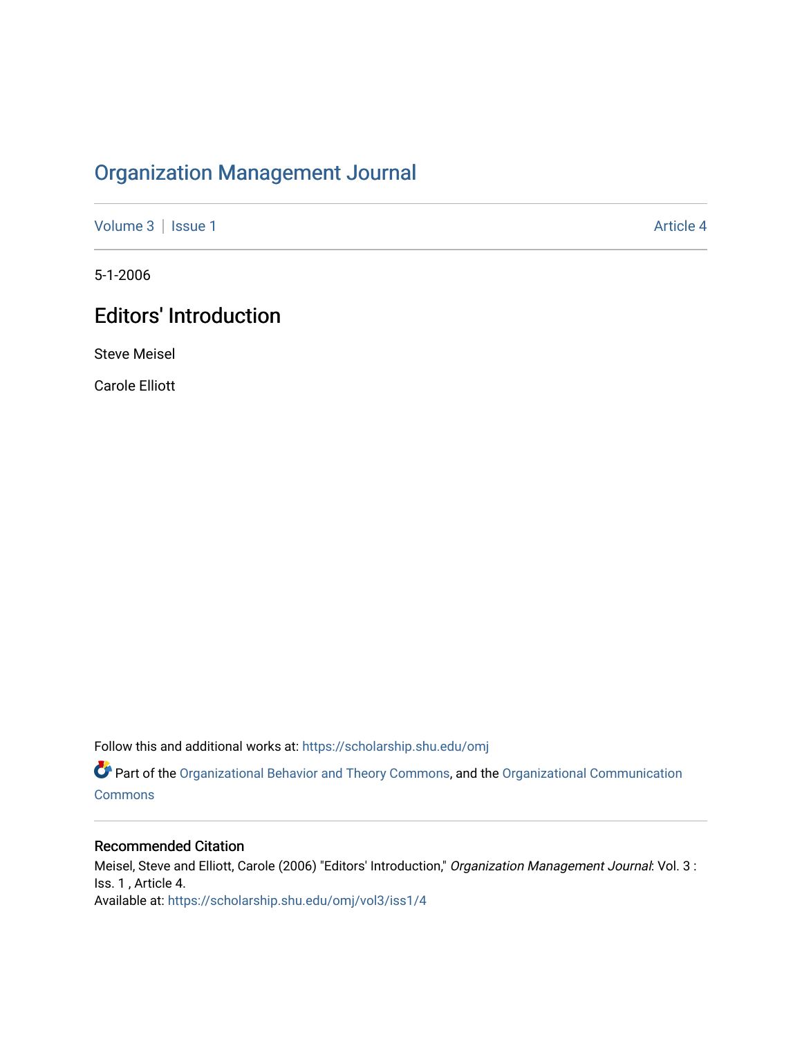# Organization Management Journal

Volume 3 | Issue 1 Article 4

5-1-2006

## Editors' Introduction

Steve Meisel

Carole Elliott

Follow this and additional works at: https://scholarship.shu.edu/omj

Part of the Organizational Behavior and Theory Commons, and the Organizational Communication Commons

### Recommended Citation

Meisel, Steve and Elliott, Carole (2006) "Editors' Introduction," *Organization Management Journal*: Vol. 3 : Iss. 1 , Article 4.
Available at: https://scholarship.shu.edu/omj/vol3/iss1/4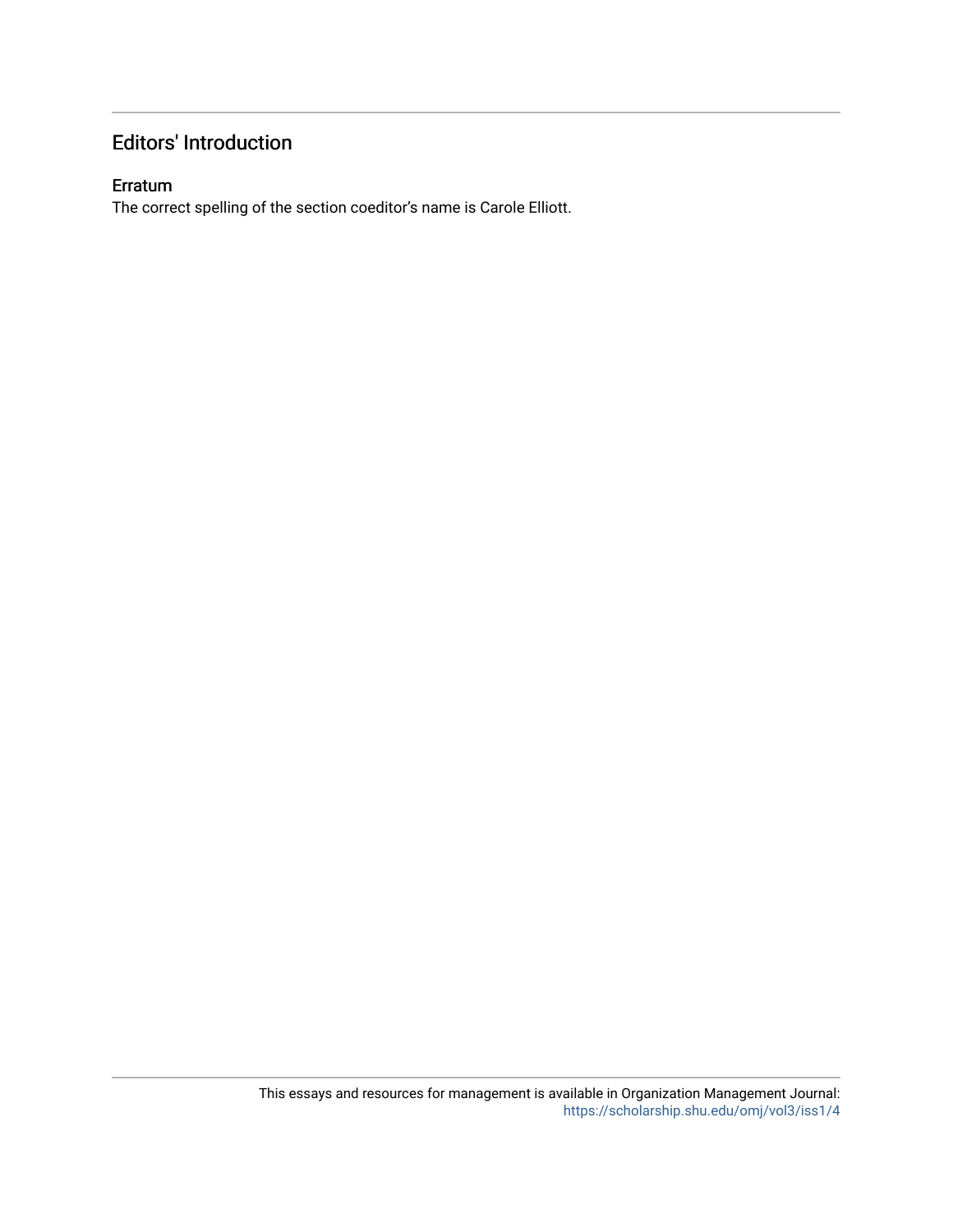# Editors' Introduction

## Erratum

The correct spelling of the section coeditor's name is Carole Elliott.

This essays and resources for management is available in Organization Management Journal: https://scholarship.shu.edu/omj/vol3/iss1/4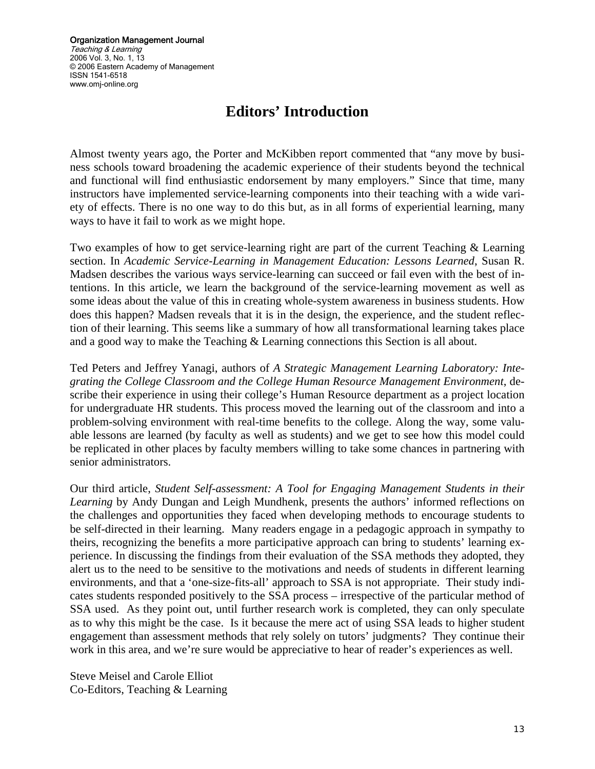# Editors' Introduction

Almost twenty years ago, the Porter and McKibben report commented that "any move by business schools toward broadening the academic experience of their students beyond the technical and functional will find enthusiastic endorsement by many employers." Since that time, many instructors have implemented service-learning components into their teaching with a wide variety of effects. There is no one way to do this but, as in all forms of experiential learning, many ways to have it fail to work as we might hope.

Two examples of how to get service-learning right are part of the current Teaching & Learning section. In *Academic Service-Learning in Management Education: Lessons Learned*, Susan R. Madsen describes the various ways service-learning can succeed or fail even with the best of intentions. In this article, we learn the background of the service-learning movement as well as some ideas about the value of this in creating whole-system awareness in business students. How does this happen? Madsen reveals that it is in the design, the experience, and the student reflection of their learning. This seems like a summary of how all transformational learning takes place and a good way to make the Teaching & Learning connections this Section is all about.

Ted Peters and Jeffrey Yanagi, authors of *A Strategic Management Learning Laboratory: Integrating the College Classroom and the College Human Resource Management Environment*, describe their experience in using their college's Human Resource department as a project location for undergraduate HR students. This process moved the learning out of the classroom and into a problem-solving environment with real-time benefits to the college. Along the way, some valuable lessons are learned (by faculty as well as students) and we get to see how this model could be replicated in other places by faculty members willing to take some chances in partnering with senior administrators.

Our third article, *Student Self-assessment: A Tool for Engaging Management Students in their Learning* by Andy Dungan and Leigh Mundhenk, presents the authors' informed reflections on the challenges and opportunities they faced when developing methods to encourage students to be self-directed in their learning. Many readers engage in a pedagogic approach in sympathy to theirs, recognizing the benefits a more participative approach can bring to students' learning experience. In discussing the findings from their evaluation of the SSA methods they adopted, they alert us to the need to be sensitive to the motivations and needs of students in different learning environments, and that a 'one-size-fits-all' approach to SSA is not appropriate. Their study indicates students responded positively to the SSA process – irrespective of the particular method of SSA used. As they point out, until further research work is completed, they can only speculate as to why this might be the case. Is it because the mere act of using SSA leads to higher student engagement than assessment methods that rely solely on tutors' judgments? They continue their work in this area, and we're sure would be appreciative to hear of reader's experiences as well.

Steve Meisel and Carole Elliot
Co-Editors, Teaching & Learning